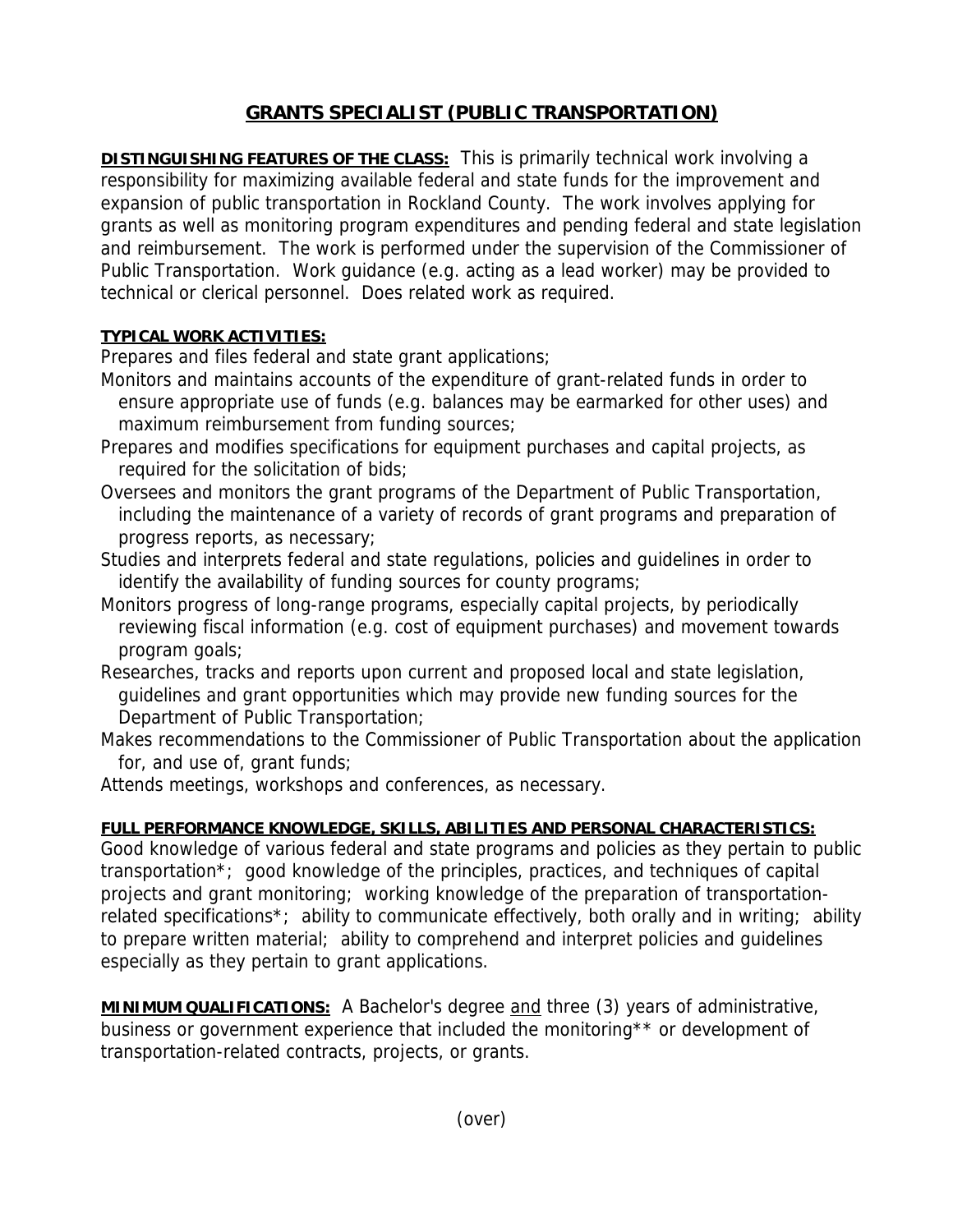# GRANTS SPECIALIST (PUBLIC TRANSPORTATION)

**DISTINGUISHING FEATURES OF THE CLASS:** This is primarily technical work involving a responsibility for maximizing available federal and state funds for the improvement and expansion of public transportation in Rockland County. The work involves applying for grants as well as monitoring program expenditures and pending federal and state legislation and reimbursement. The work is performed under the supervision of the Commissioner of Public Transportation. Work guidance (e.g. acting as a lead worker) may be provided to technical or clerical personnel. Does related work as required.

**TYPICAL WORK ACTIVITIES:**

Prepares and files federal and state grant applications;

Monitors and maintains accounts of the expenditure of grant-related funds in order to ensure appropriate use of funds (e.g. balances may be earmarked for other uses) and maximum reimbursement from funding sources;

Prepares and modifies specifications for equipment purchases and capital projects, as required for the solicitation of bids;

Oversees and monitors the grant programs of the Department of Public Transportation, including the maintenance of a variety of records of grant programs and preparation of progress reports, as necessary;

Studies and interprets federal and state regulations, policies and guidelines in order to identify the availability of funding sources for county programs;

Monitors progress of long-range programs, especially capital projects, by periodically reviewing fiscal information (e.g. cost of equipment purchases) and movement towards program goals;

Researches, tracks and reports upon current and proposed local and state legislation, guidelines and grant opportunities which may provide new funding sources for the Department of Public Transportation;

Makes recommendations to the Commissioner of Public Transportation about the application for, and use of, grant funds;

Attends meetings, workshops and conferences, as necessary.

**FULL PERFORMANCE KNOWLEDGE, SKILLS, ABILITIES AND PERSONAL CHARACTERISTICS:**
Good knowledge of various federal and state programs and policies as they pertain to public transportation*; good knowledge of the principles, practices, and techniques of capital projects and grant monitoring; working knowledge of the preparation of transportation-related specifications*; ability to communicate effectively, both orally and in writing; ability to prepare written material; ability to comprehend and interpret policies and guidelines especially as they pertain to grant applications.

**MINIMUM QUALIFICATIONS:** A Bachelor's degree <u>and</u> three (3) years of administrative, business or government experience that included the monitoring** or development of transportation-related contracts, projects, or grants.

(over)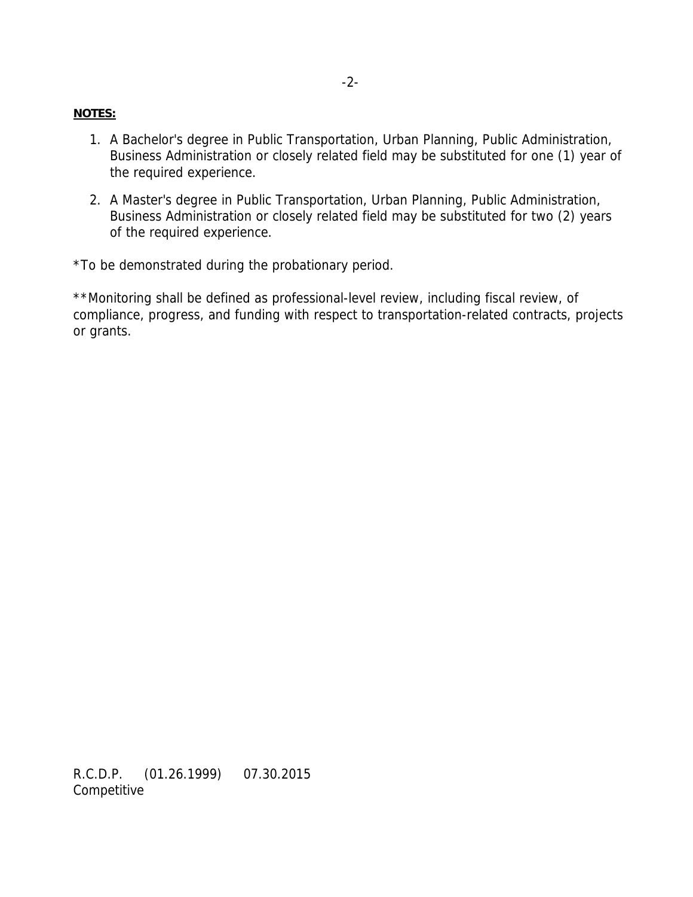**NOTES:**

1. A Bachelor's degree in Public Transportation, Urban Planning, Public Administration, Business Administration or closely related field may be substituted for one (1) year of the required experience.
2. A Master's degree in Public Transportation, Urban Planning, Public Administration, Business Administration or closely related field may be substituted for two (2) years of the required experience.

*To be demonstrated during the probationary period.

**Monitoring shall be defined as professional-level review, including fiscal review, of compliance, progress, and funding with respect to transportation-related contracts, projects or grants.

R.C.D.P. (01.26.1999) 07.30.2015
Competitive